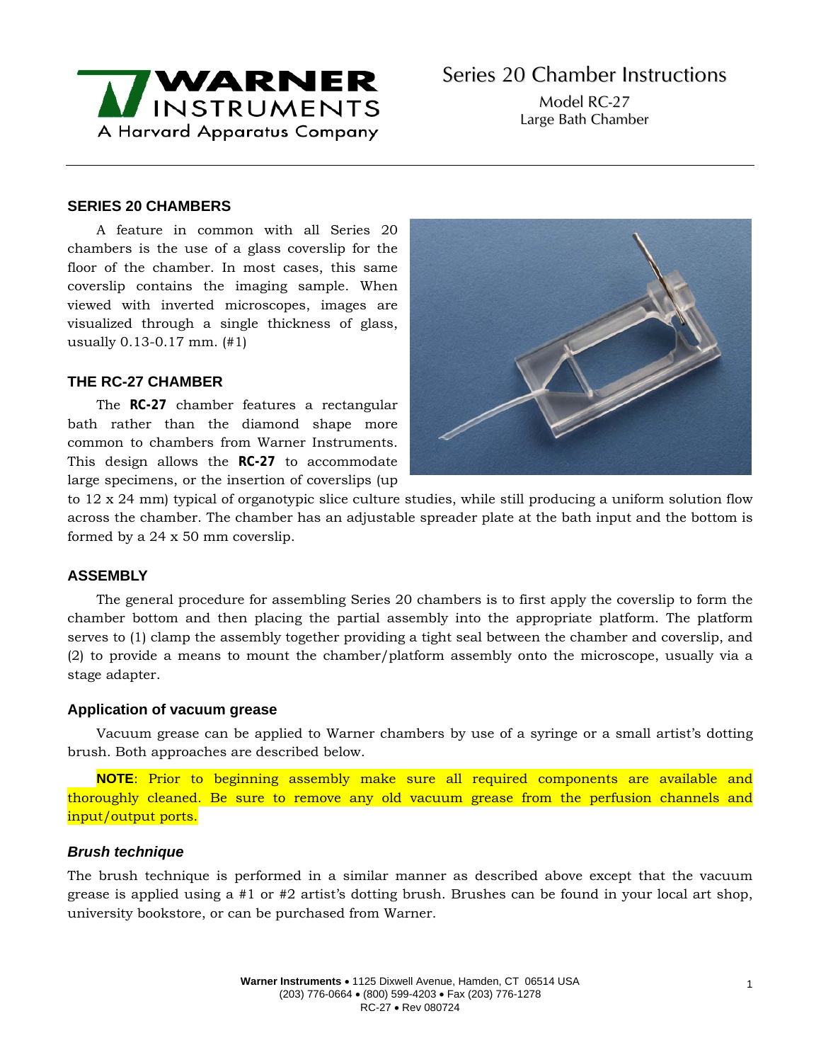# Series 20 Chamber Instructions

Model RC-27
Large Bath Chamber

## SERIES 20 CHAMBERS

A feature in common with all Series 20 chambers is the use of a glass coverslip for the floor of the chamber. In most cases, this same coverslip contains the imaging sample. When viewed with inverted microscopes, images are visualized through a single thickness of glass, usually 0.13-0.17 mm. (#1)

## THE RC-27 CHAMBER

The **RC-27** chamber features a rectangular bath rather than the diamond shape more common to chambers from Warner Instruments. This design allows the **RC-27** to accommodate large specimens, or the insertion of coverslips (up to 12 x 24 mm) typical of organotypic slice culture studies, while still producing a uniform solution flow across the chamber. The chamber has an adjustable spreader plate at the bath input and the bottom is formed by a 24 x 50 mm coverslip.

## ASSEMBLY

The general procedure for assembling Series 20 chambers is to first apply the coverslip to form the chamber bottom and then placing the partial assembly into the appropriate platform. The platform serves to (1) clamp the assembly together providing a tight seal between the chamber and coverslip, and (2) to provide a means to mount the chamber/platform assembly onto the microscope, usually via a stage adapter.

### Application of vacuum grease

Vacuum grease can be applied to Warner chambers by use of a syringe or a small artist's dotting brush. Both approaches are described below.

**NOTE**: Prior to beginning assembly make sure all required components are available and thoroughly cleaned. Be sure to remove any old vacuum grease from the perfusion channels and input/output ports.

### *Brush technique*

The brush technique is performed in a similar manner as described above except that the vacuum grease is applied using a #1 or #2 artist's dotting brush. Brushes can be found in your local art shop, university bookstore, or can be purchased from Warner.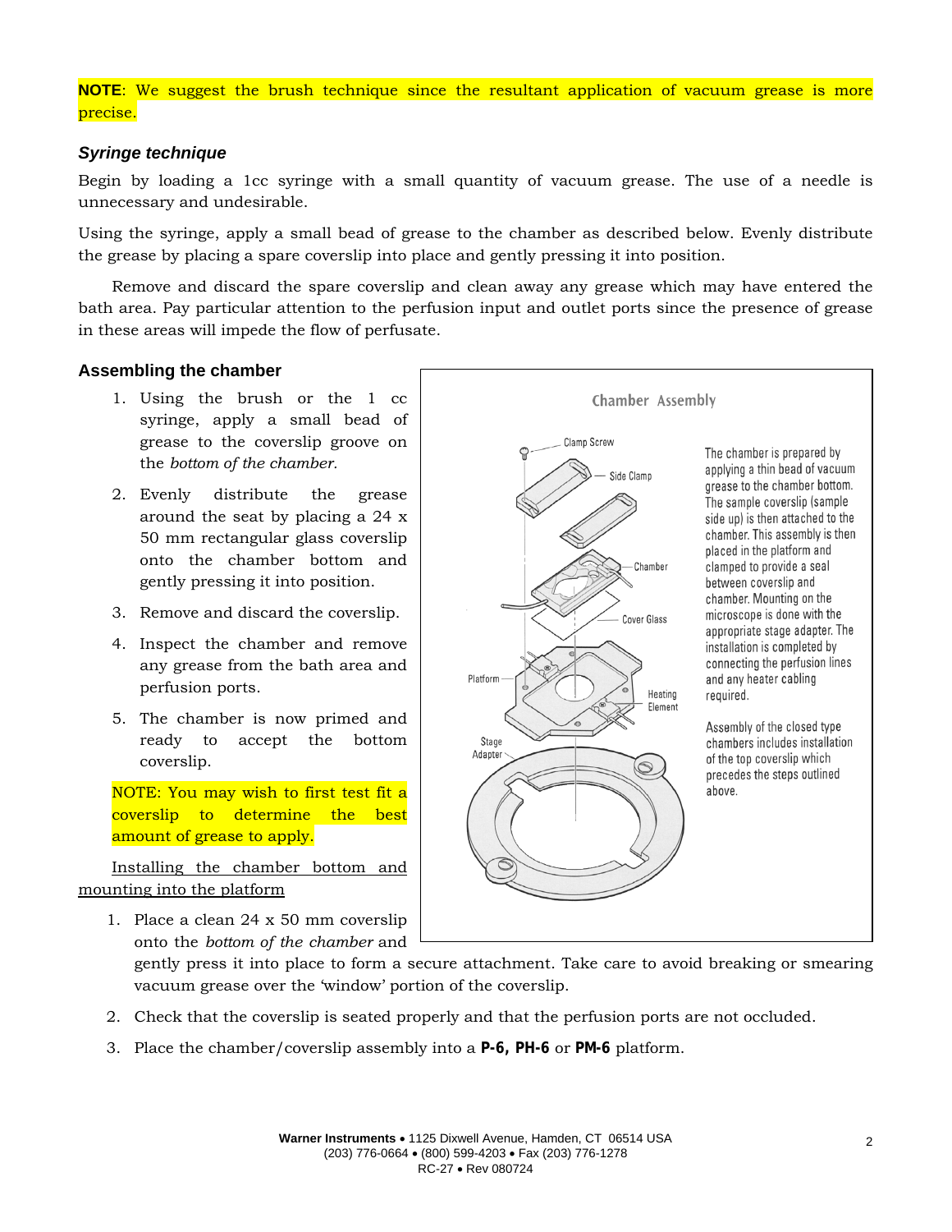**NOTE**: We suggest the brush technique since the resultant application of vacuum grease is more precise.

### *Syringe technique*

Begin by loading a 1cc syringe with a small quantity of vacuum grease. The use of a needle is unnecessary and undesirable.

Using the syringe, apply a small bead of grease to the chamber as described below. Evenly distribute the grease by placing a spare coverslip into place and gently pressing it into position.

Remove and discard the spare coverslip and clean away any grease which may have entered the bath area. Pay particular attention to the perfusion input and outlet ports since the presence of grease in these areas will impede the flow of perfusate.

### Assembling the chamber

1. Using the brush or the 1 cc syringe, apply a small bead of grease to the coverslip groove on the *bottom of the chamber*.
2. Evenly distribute the grease around the seat by placing a 24 x 50 mm rectangular glass coverslip onto the chamber bottom and gently pressing it into position.
3. Remove and discard the coverslip.
4. Inspect the chamber and remove any grease from the bath area and perfusion ports.
5. The chamber is now primed and ready to accept the bottom coverslip.

NOTE: You may wish to first test fit a coverslip to determine the best amount of grease to apply.

Chamber Assembly

Clamp Screw, Side Clamp, Chamber, Cover Glass, Platform, Heating Element, Stage Adapter

The chamber is prepared by applying a thin bead of vacuum grease to the chamber bottom. The sample coverslip (sample side up) is then attached to the chamber. This assembly is then placed in the platform and clamped to provide a seal between coverslip and chamber. Mounting on the microscope is done with the appropriate stage adapter. The installation is completed by connecting the perfusion lines and any heater cabling required.

Assembly of the closed type chambers includes installation of the top coverslip which precedes the steps outlined above.

<u>Installing the chamber bottom and mounting into the platform</u>

1. Place a clean 24 x 50 mm coverslip onto the *bottom of the chamber* and gently press it into place to form a secure attachment. Take care to avoid breaking or smearing vacuum grease over the 'window' portion of the coverslip.
2. Check that the coverslip is seated properly and that the perfusion ports are not occluded.
3. Place the chamber/coverslip assembly into a **P-6, PH-6** or **PM-6** platform.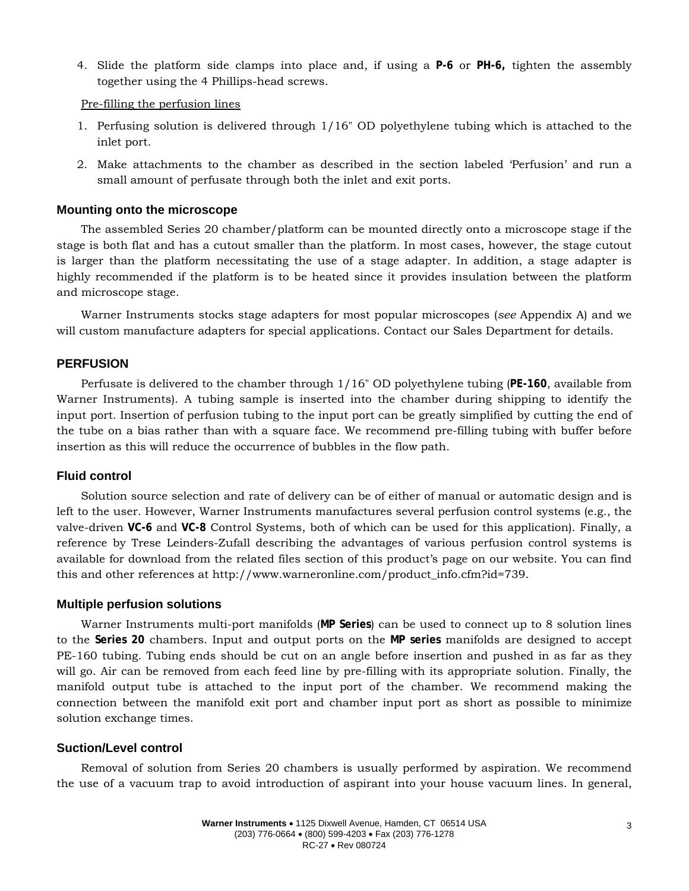4. Slide the platform side clamps into place and, if using a **P-6** or **PH-6,** tighten the assembly together using the 4 Phillips-head screws.

Pre-filling the perfusion lines

1. Perfusing solution is delivered through 1/16" OD polyethylene tubing which is attached to the inlet port.
2. Make attachments to the chamber as described in the section labeled 'Perfusion' and run a small amount of perfusate through both the inlet and exit ports.

### Mounting onto the microscope

The assembled Series 20 chamber/platform can be mounted directly onto a microscope stage if the stage is both flat and has a cutout smaller than the platform. In most cases, however, the stage cutout is larger than the platform necessitating the use of a stage adapter. In addition, a stage adapter is highly recommended if the platform is to be heated since it provides insulation between the platform and microscope stage.

Warner Instruments stocks stage adapters for most popular microscopes (*see* Appendix A) and we will custom manufacture adapters for special applications. Contact our Sales Department for details.

## PERFUSION

Perfusate is delivered to the chamber through 1/16" OD polyethylene tubing (**PE-160**, available from Warner Instruments). A tubing sample is inserted into the chamber during shipping to identify the input port. Insertion of perfusion tubing to the input port can be greatly simplified by cutting the end of the tube on a bias rather than with a square face. We recommend pre-filling tubing with buffer before insertion as this will reduce the occurrence of bubbles in the flow path.

### Fluid control

Solution source selection and rate of delivery can be of either of manual or automatic design and is left to the user. However, Warner Instruments manufactures several perfusion control systems (e.g., the valve-driven **VC-6** and **VC-8** Control Systems, both of which can be used for this application). Finally, a reference by Trese Leinders-Zufall describing the advantages of various perfusion control systems is available for download from the related files section of this product's page on our website. You can find this and other references at http://www.warneronline.com/product_info.cfm?id=739.

### Multiple perfusion solutions

Warner Instruments multi-port manifolds (**MP Series**) can be used to connect up to 8 solution lines to the **Series 20** chambers. Input and output ports on the **MP series** manifolds are designed to accept PE-160 tubing. Tubing ends should be cut on an angle before insertion and pushed in as far as they will go. Air can be removed from each feed line by pre-filling with its appropriate solution. Finally, the manifold output tube is attached to the input port of the chamber. We recommend making the connection between the manifold exit port and chamber input port as short as possible to minimize solution exchange times.

### Suction/Level control

Removal of solution from Series 20 chambers is usually performed by aspiration. We recommend the use of a vacuum trap to avoid introduction of aspirant into your house vacuum lines. In general,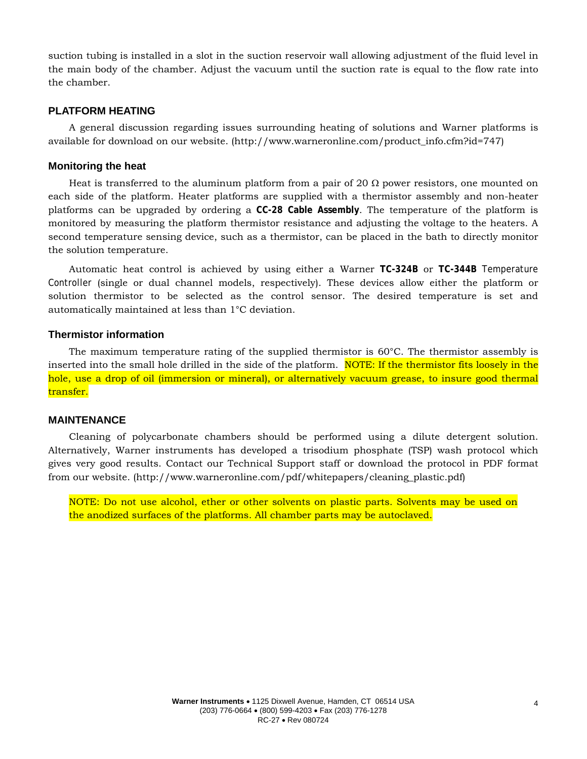suction tubing is installed in a slot in the suction reservoir wall allowing adjustment of the fluid level in the main body of the chamber. Adjust the vacuum until the suction rate is equal to the flow rate into the chamber.

## PLATFORM HEATING

A general discussion regarding issues surrounding heating of solutions and Warner platforms is available for download on our website. (http://www.warneronline.com/product_info.cfm?id=747)

### Monitoring the heat

Heat is transferred to the aluminum platform from a pair of 20 Ω power resistors, one mounted on each side of the platform. Heater platforms are supplied with a thermistor assembly and non-heater platforms can be upgraded by ordering a **CC-28 Cable Assembly**. The temperature of the platform is monitored by measuring the platform thermistor resistance and adjusting the voltage to the heaters. A second temperature sensing device, such as a thermistor, can be placed in the bath to directly monitor the solution temperature.

Automatic heat control is achieved by using either a Warner **TC-324B** or **TC-344B** Temperature Controller (single or dual channel models, respectively). These devices allow either the platform or solution thermistor to be selected as the control sensor. The desired temperature is set and automatically maintained at less than 1°C deviation.

### Thermistor information

The maximum temperature rating of the supplied thermistor is 60°C. The thermistor assembly is inserted into the small hole drilled in the side of the platform. NOTE: If the thermistor fits loosely in the hole, use a drop of oil (immersion or mineral), or alternatively vacuum grease, to insure good thermal transfer.

## MAINTENANCE

Cleaning of polycarbonate chambers should be performed using a dilute detergent solution. Alternatively, Warner instruments has developed a trisodium phosphate (TSP) wash protocol which gives very good results. Contact our Technical Support staff or download the protocol in PDF format from our website. (http://www.warneronline.com/pdf/whitepapers/cleaning_plastic.pdf)

NOTE: Do not use alcohol, ether or other solvents on plastic parts. Solvents may be used on the anodized surfaces of the platforms. All chamber parts may be autoclaved.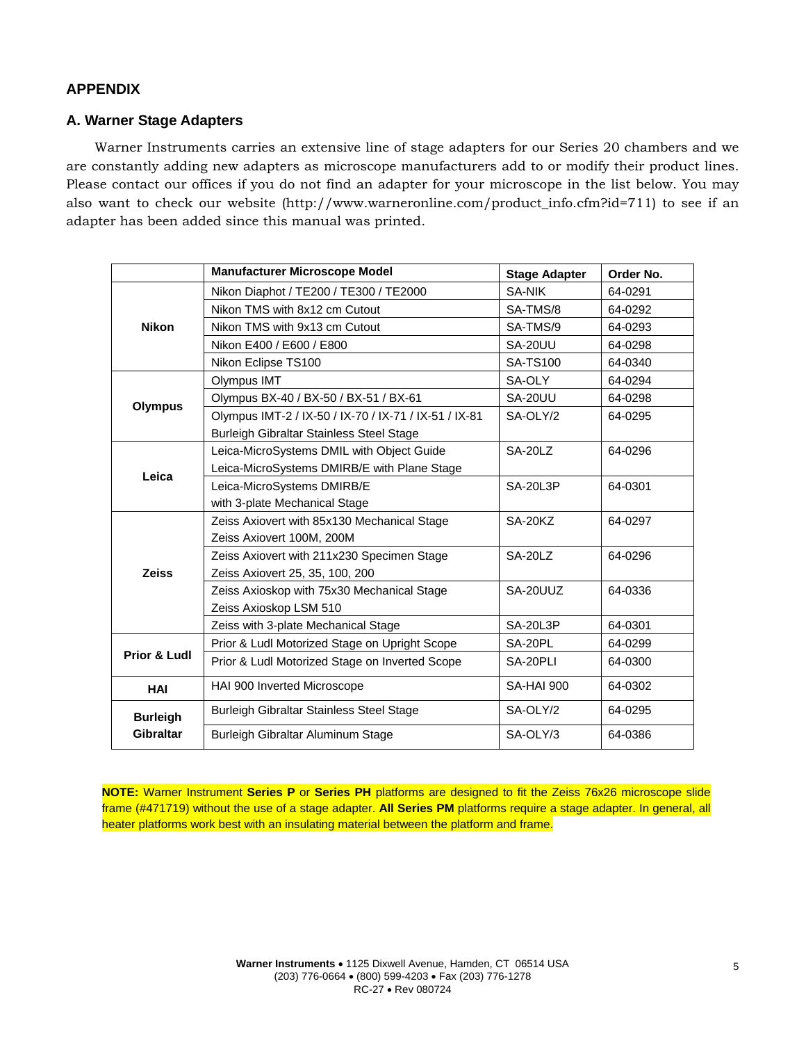## APPENDIX

### A. Warner Stage Adapters

Warner Instruments carries an extensive line of stage adapters for our Series 20 chambers and we are constantly adding new adapters as microscope manufacturers add to or modify their product lines. Please contact our offices if you do not find an adapter for your microscope in the list below. You may also want to check our website (http://www.warneronline.com/product_info.cfm?id=711) to see if an adapter has been added since this manual was printed.

| | Manufacturer Microscope Model | Stage Adapter | Order No. |
|---|---|---|---|
| **Nikon** | Nikon Diaphot / TE200 / TE300 / TE2000 | SA-NIK | 64-0291 |
| | Nikon TMS with 8x12 cm Cutout | SA-TMS/8 | 64-0292 |
| | Nikon TMS with 9x13 cm Cutout | SA-TMS/9 | 64-0293 |
| | Nikon E400 / E600 / E800 | SA-20UU | 64-0298 |
| | Nikon Eclipse TS100 | SA-TS100 | 64-0340 |
| **Olympus** | Olympus IMT | SA-OLY | 64-0294 |
| | Olympus BX-40 / BX-50 / BX-51 / BX-61 | SA-20UU | 64-0298 |
| | Olympus IMT-2 / IX-50 / IX-70 / IX-71 / IX-51 / IX-81<br>Burleigh Gibraltar Stainless Steel Stage | SA-OLY/2 | 64-0295 |
| **Leica** | Leica-MicroSystems DMIL with Object Guide<br>Leica-MicroSystems DMIRB/E with Plane Stage | SA-20LZ | 64-0296 |
| | Leica-MicroSystems DMIRB/E<br>with 3-plate Mechanical Stage | SA-20L3P | 64-0301 |
| **Zeiss** | Zeiss Axiovert with 85x130 Mechanical Stage<br>Zeiss Axiovert 100M, 200M | SA-20KZ | 64-0297 |
| | Zeiss Axiovert with 211x230 Specimen Stage<br>Zeiss Axiovert 25, 35, 100, 200 | SA-20LZ | 64-0296 |
| | Zeiss Axioskop with 75x30 Mechanical Stage<br>Zeiss Axioskop LSM 510 | SA-20UUZ | 64-0336 |
| | Zeiss with 3-plate Mechanical Stage | SA-20L3P | 64-0301 |
| **Prior & Ludl** | Prior & Ludl Motorized Stage on Upright Scope | SA-20PL | 64-0299 |
| | Prior & Ludl Motorized Stage on Inverted Scope | SA-20PLI | 64-0300 |
| **HAI** | HAI 900 Inverted Microscope | SA-HAI 900 | 64-0302 |
| **Burleigh Gibraltar** | Burleigh Gibraltar Stainless Steel Stage | SA-OLY/2 | 64-0295 |
| | Burleigh Gibraltar Aluminum Stage | SA-OLY/3 | 64-0386 |

**NOTE:** Warner Instrument **Series P** or **Series PH** platforms are designed to fit the Zeiss 76x26 microscope slide frame (#471719) without the use of a stage adapter. **All Series PM** platforms require a stage adapter. In general, all heater platforms work best with an insulating material between the platform and frame.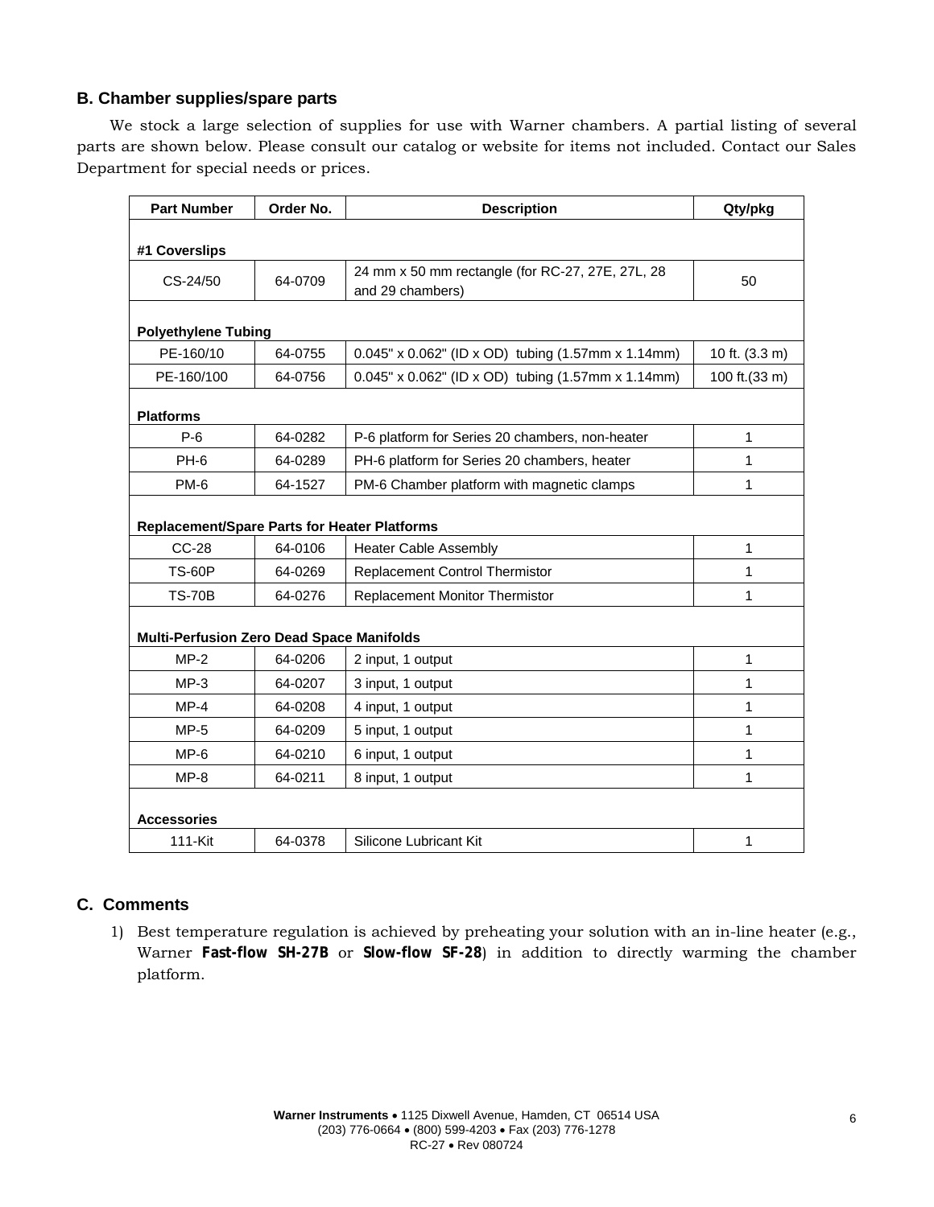### B. Chamber supplies/spare parts

We stock a large selection of supplies for use with Warner chambers. A partial listing of several parts are shown below. Please consult our catalog or website for items not included. Contact our Sales Department for special needs or prices.

| Part Number | Order No. | Description | Qty/pkg |
|---|---|---|---|
| **#1 Coverslips** | | | |
| CS-24/50 | 64-0709 | 24 mm x 50 mm rectangle (for RC-27, 27E, 27L, 28 and 29 chambers) | 50 |
| **Polyethylene Tubing** | | | |
| PE-160/10 | 64-0755 | 0.045" x 0.062" (ID x OD) tubing (1.57mm x 1.14mm) | 10 ft. (3.3 m) |
| PE-160/100 | 64-0756 | 0.045" x 0.062" (ID x OD) tubing (1.57mm x 1.14mm) | 100 ft.(33 m) |
| **Platforms** | | | |
| P-6 | 64-0282 | P-6 platform for Series 20 chambers, non-heater | 1 |
| PH-6 | 64-0289 | PH-6 platform for Series 20 chambers, heater | 1 |
| PM-6 | 64-1527 | PM-6 Chamber platform with magnetic clamps | 1 |
| **Replacement/Spare Parts for Heater Platforms** | | | |
| CC-28 | 64-0106 | Heater Cable Assembly | 1 |
| TS-60P | 64-0269 | Replacement Control Thermistor | 1 |
| TS-70B | 64-0276 | Replacement Monitor Thermistor | 1 |
| **Multi-Perfusion Zero Dead Space Manifolds** | | | |
| MP-2 | 64-0206 | 2 input, 1 output | 1 |
| MP-3 | 64-0207 | 3 input, 1 output | 1 |
| MP-4 | 64-0208 | 4 input, 1 output | 1 |
| MP-5 | 64-0209 | 5 input, 1 output | 1 |
| MP-6 | 64-0210 | 6 input, 1 output | 1 |
| MP-8 | 64-0211 | 8 input, 1 output | 1 |
| **Accessories** | | | |
| 111-Kit | 64-0378 | Silicone Lubricant Kit | 1 |

### C. Comments

1) Best temperature regulation is achieved by preheating your solution with an in-line heater (e.g., Warner **Fast-flow SH-27B** or **Slow-flow SF-28**) in addition to directly warming the chamber platform.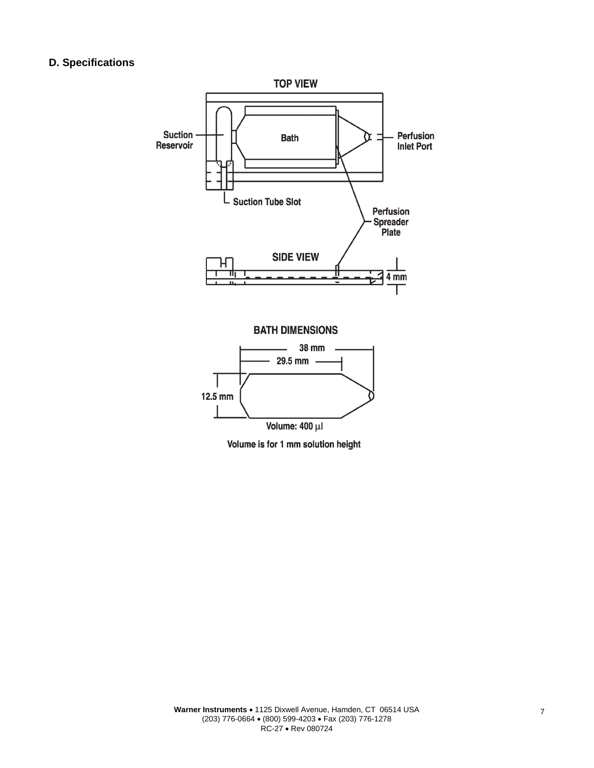## D. Specifications

TOP VIEW

Suction Reservoir

Bath

Perfusion Inlet Port

Suction Tube Slot

Perfusion Spreader Plate

SIDE VIEW

4 mm

BATH DIMENSIONS

38 mm

29.5 mm

12.5 mm

Volume: 400 μl

Volume is for 1 mm solution height